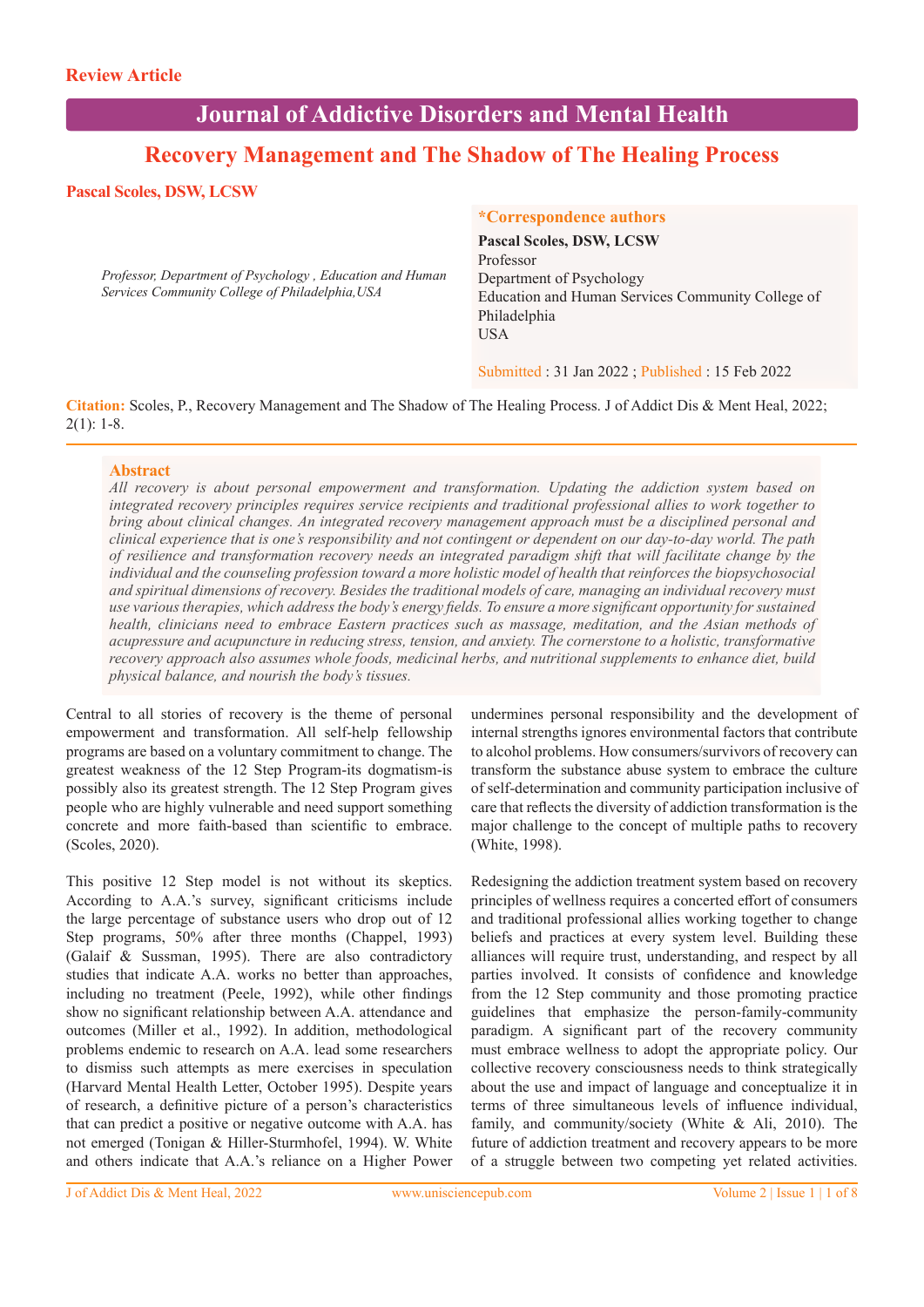Review Article

# Recovery Management and The Shadow of The Healing Process

**Pascal Scoles, DSW, LCSW**

*Professor, Department of Psychology , Education and Human Services Community College of Philadelphia,USA*

**\*Correspondence authors**

**Pascal Scoles, DSW, LCSW**
Professor
Department of Psychology
Education and Human Services Community College of Philadelphia
USA

Submitted : 31 Jan 2022 ; Published : 15 Feb 2022

**Citation:** Scoles, P., Recovery Management and The Shadow of The Healing Process. J of Addict Dis & Ment Heal, 2022; 2(1): 1-8.

## Abstract

*All recovery is about personal empowerment and transformation. Updating the addiction system based on integrated recovery principles requires service recipients and traditional professional allies to work together to bring about clinical changes. An integrated recovery management approach must be a disciplined personal and clinical experience that is one's responsibility and not contingent or dependent on our day-to-day world. The path of resilience and transformation recovery needs an integrated paradigm shift that will facilitate change by the individual and the counseling profession toward a more holistic model of health that reinforces the biopsychosocial and spiritual dimensions of recovery. Besides the traditional models of care, managing an individual recovery must use various therapies, which address the body's energy fields. To ensure a more significant opportunity for sustained health, clinicians need to embrace Eastern practices such as massage, meditation, and the Asian methods of acupressure and acupuncture in reducing stress, tension, and anxiety. The cornerstone to a holistic, transformative recovery approach also assumes whole foods, medicinal herbs, and nutritional supplements to enhance diet, build physical balance, and nourish the body's tissues.*

Central to all stories of recovery is the theme of personal empowerment and transformation. All self-help fellowship programs are based on a voluntary commitment to change. The greatest weakness of the 12 Step Program-its dogmatism-is possibly also its greatest strength. The 12 Step Program gives people who are highly vulnerable and need support something concrete and more faith-based than scientific to embrace. (Scoles, 2020).

This positive 12 Step model is not without its skeptics. According to A.A.'s survey, significant criticisms include the large percentage of substance users who drop out of 12 Step programs, 50% after three months (Chappel, 1993) (Galaif & Sussman, 1995). There are also contradictory studies that indicate A.A. works no better than approaches, including no treatment (Peele, 1992), while other findings show no significant relationship between A.A. attendance and outcomes (Miller et al., 1992). In addition, methodological problems endemic to research on A.A. lead some researchers to dismiss such attempts as mere exercises in speculation (Harvard Mental Health Letter, October 1995). Despite years of research, a definitive picture of a person's characteristics that can predict a positive or negative outcome with A.A. has not emerged (Tonigan & Hiller-Sturmhofel, 1994). W. White and others indicate that A.A.'s reliance on a Higher Power undermines personal responsibility and the development of internal strengths ignores environmental factors that contribute to alcohol problems. How consumers/survivors of recovery can transform the substance abuse system to embrace the culture of self-determination and community participation inclusive of care that reflects the diversity of addiction transformation is the major challenge to the concept of multiple paths to recovery (White, 1998).

Redesigning the addiction treatment system based on recovery principles of wellness requires a concerted effort of consumers and traditional professional allies working together to change beliefs and practices at every system level. Building these alliances will require trust, understanding, and respect by all parties involved. It consists of confidence and knowledge from the 12 Step community and those promoting practice guidelines that emphasize the person-family-community paradigm. A significant part of the recovery community must embrace wellness to adopt the appropriate policy. Our collective recovery consciousness needs to think strategically about the use and impact of language and conceptualize it in terms of three simultaneous levels of influence individual, family, and community/society (White & Ali, 2010). The future of addiction treatment and recovery appears to be more of a struggle between two competing yet related activities.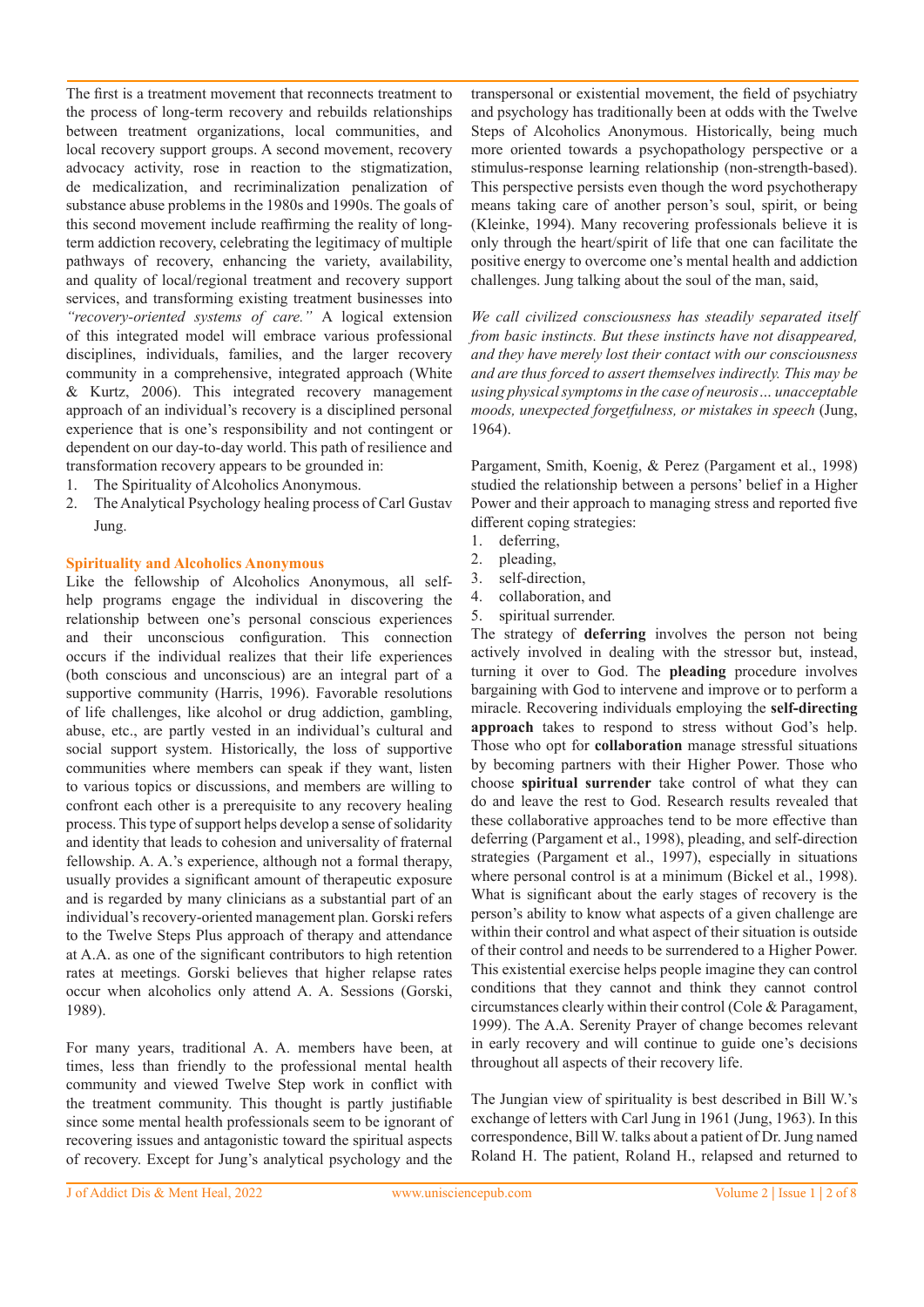The first is a treatment movement that reconnects treatment to the process of long-term recovery and rebuilds relationships between treatment organizations, local communities, and local recovery support groups. A second movement, recovery advocacy activity, rose in reaction to the stigmatization, de medicalization, and recriminalization penalization of substance abuse problems in the 1980s and 1990s. The goals of this second movement include reaffirming the reality of long-term addiction recovery, celebrating the legitimacy of multiple pathways of recovery, enhancing the variety, availability, and quality of local/regional treatment and recovery support services, and transforming existing treatment businesses into *"recovery-oriented systems of care."* A logical extension of this integrated model will embrace various professional disciplines, individuals, families, and the larger recovery community in a comprehensive, integrated approach (White & Kurtz, 2006). This integrated recovery management approach of an individual's recovery is a disciplined personal experience that is one's responsibility and not contingent or dependent on our day-to-day world. This path of resilience and transformation recovery appears to be grounded in:

1. The Spirituality of Alcoholics Anonymous.
2. The Analytical Psychology healing process of Carl Gustav Jung.

## Spirituality and Alcoholics Anonymous

Like the fellowship of Alcoholics Anonymous, all self-help programs engage the individual in discovering the relationship between one's personal conscious experiences and their unconscious configuration. This connection occurs if the individual realizes that their life experiences (both conscious and unconscious) are an integral part of a supportive community (Harris, 1996). Favorable resolutions of life challenges, like alcohol or drug addiction, gambling, abuse, etc., are partly vested in an individual's cultural and social support system. Historically, the loss of supportive communities where members can speak if they want, listen to various topics or discussions, and members are willing to confront each other is a prerequisite to any recovery healing process. This type of support helps develop a sense of solidarity and identity that leads to cohesion and universality of fraternal fellowship. A. A.'s experience, although not a formal therapy, usually provides a significant amount of therapeutic exposure and is regarded by many clinicians as a substantial part of an individual's recovery-oriented management plan. Gorski refers to the Twelve Steps Plus approach of therapy and attendance at A.A. as one of the significant contributors to high retention rates at meetings. Gorski believes that higher relapse rates occur when alcoholics only attend A. A. Sessions (Gorski, 1989).

For many years, traditional A. A. members have been, at times, less than friendly to the professional mental health community and viewed Twelve Step work in conflict with the treatment community. This thought is partly justifiable since some mental health professionals seem to be ignorant of recovering issues and antagonistic toward the spiritual aspects of recovery. Except for Jung's analytical psychology and the transpersonal or existential movement, the field of psychiatry and psychology has traditionally been at odds with the Twelve Steps of Alcoholics Anonymous. Historically, being much more oriented towards a psychopathology perspective or a stimulus-response learning relationship (non-strength-based). This perspective persists even though the word psychotherapy means taking care of another person's soul, spirit, or being (Kleinke, 1994). Many recovering professionals believe it is only through the heart/spirit of life that one can facilitate the positive energy to overcome one's mental health and addiction challenges. Jung talking about the soul of the man, said,

*We call civilized consciousness has steadily separated itself from basic instincts. But these instincts have not disappeared, and they have merely lost their contact with our consciousness and are thus forced to assert themselves indirectly. This may be using physical symptoms in the case of neurosis… unacceptable moods, unexpected forgetfulness, or mistakes in speech* (Jung, 1964).

Pargament, Smith, Koenig, & Perez (Pargament et al., 1998) studied the relationship between a persons' belief in a Higher Power and their approach to managing stress and reported five different coping strategies:

1. deferring,
2. pleading,
3. self-direction,
4. collaboration, and
5. spiritual surrender.

The strategy of **deferring** involves the person not being actively involved in dealing with the stressor but, instead, turning it over to God. The **pleading** procedure involves bargaining with God to intervene and improve or to perform a miracle. Recovering individuals employing the **self-directing approach** takes to respond to stress without God's help. Those who opt for **collaboration** manage stressful situations by becoming partners with their Higher Power. Those who choose **spiritual surrender** take control of what they can do and leave the rest to God. Research results revealed that these collaborative approaches tend to be more effective than deferring (Pargament et al., 1998), pleading, and self-direction strategies (Pargament et al., 1997), especially in situations where personal control is at a minimum (Bickel et al., 1998). What is significant about the early stages of recovery is the person's ability to know what aspects of a given challenge are within their control and what aspect of their situation is outside of their control and needs to be surrendered to a Higher Power. This existential exercise helps people imagine they can control conditions that they cannot and think they cannot control circumstances clearly within their control (Cole & Paragament, 1999). The A.A. Serenity Prayer of change becomes relevant in early recovery and will continue to guide one's decisions throughout all aspects of their recovery life.

The Jungian view of spirituality is best described in Bill W.'s exchange of letters with Carl Jung in 1961 (Jung, 1963). In this correspondence, Bill W. talks about a patient of Dr. Jung named Roland H. The patient, Roland H., relapsed and returned to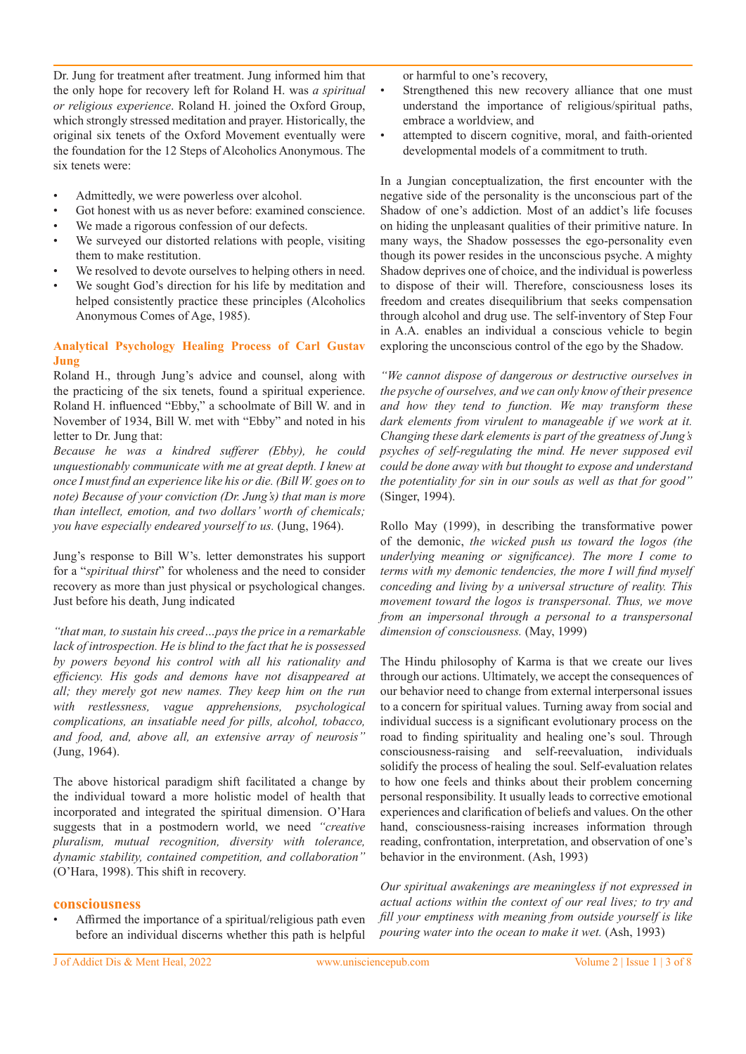Dr. Jung for treatment after treatment. Jung informed him that the only hope for recovery left for Roland H. was *a spiritual or religious experience*. Roland H. joined the Oxford Group, which strongly stressed meditation and prayer. Historically, the original six tenets of the Oxford Movement eventually were the foundation for the 12 Steps of Alcoholics Anonymous. The six tenets were:

- Admittedly, we were powerless over alcohol.
- Got honest with us as never before: examined conscience.
- We made a rigorous confession of our defects.
- We surveyed our distorted relations with people, visiting them to make restitution.
- We resolved to devote ourselves to helping others in need.
- We sought God's direction for his life by meditation and helped consistently practice these principles (Alcoholics Anonymous Comes of Age, 1985).

## Analytical Psychology Healing Process of Carl Gustav Jung

Roland H., through Jung's advice and counsel, along with the practicing of the six tenets, found a spiritual experience. Roland H. influenced "Ebby," a schoolmate of Bill W. and in November of 1934, Bill W. met with "Ebby" and noted in his letter to Dr. Jung that:

*Because he was a kindred sufferer (Ebby), he could unquestionably communicate with me at great depth. I knew at once I must find an experience like his or die. (Bill W. goes on to note) Because of your conviction (Dr. Jung's) that man is more than intellect, emotion, and two dollars' worth of chemicals; you have especially endeared yourself to us.* (Jung, 1964).

Jung's response to Bill W's. letter demonstrates his support for a "*spiritual thirst*" for wholeness and the need to consider recovery as more than just physical or psychological changes. Just before his death, Jung indicated

*"that man, to sustain his creed…pays the price in a remarkable lack of introspection. He is blind to the fact that he is possessed by powers beyond his control with all his rationality and efficiency. His gods and demons have not disappeared at all; they merely got new names. They keep him on the run with restlessness, vague apprehensions, psychological complications, an insatiable need for pills, alcohol, tobacco, and food, and, above all, an extensive array of neurosis"* (Jung, 1964).

The above historical paradigm shift facilitated a change by the individual toward a more holistic model of health that incorporated and integrated the spiritual dimension. O'Hara suggests that in a postmodern world, we need *"creative pluralism, mutual recognition, diversity with tolerance, dynamic stability, contained competition, and collaboration"* (O'Hara, 1998). This shift in recovery.

## consciousness

- Affirmed the importance of a spiritual/religious path even before an individual discerns whether this path is helpful or harmful to one's recovery,
- Strengthened this new recovery alliance that one must understand the importance of religious/spiritual paths, embrace a worldview, and
- attempted to discern cognitive, moral, and faith-oriented developmental models of a commitment to truth.

In a Jungian conceptualization, the first encounter with the negative side of the personality is the unconscious part of the Shadow of one's addiction. Most of an addict's life focuses on hiding the unpleasant qualities of their primitive nature. In many ways, the Shadow possesses the ego-personality even though its power resides in the unconscious psyche. A mighty Shadow deprives one of choice, and the individual is powerless to dispose of their will. Therefore, consciousness loses its freedom and creates disequilibrium that seeks compensation through alcohol and drug use. The self-inventory of Step Four in A.A. enables an individual a conscious vehicle to begin exploring the unconscious control of the ego by the Shadow.

*"We cannot dispose of dangerous or destructive ourselves in the psyche of ourselves, and we can only know of their presence and how they tend to function. We may transform these dark elements from virulent to manageable if we work at it. Changing these dark elements is part of the greatness of Jung's psyches of self-regulating the mind. He never supposed evil could be done away with but thought to expose and understand the potentiality for sin in our souls as well as that for good"* (Singer, 1994).

Rollo May (1999), in describing the transformative power of the demonic, *the wicked push us toward the logos (the underlying meaning or significance). The more I come to terms with my demonic tendencies, the more I will find myself conceding and living by a universal structure of reality. This movement toward the logos is transpersonal. Thus, we move from an impersonal through a personal to a transpersonal dimension of consciousness.* (May, 1999)

The Hindu philosophy of Karma is that we create our lives through our actions. Ultimately, we accept the consequences of our behavior need to change from external interpersonal issues to a concern for spiritual values. Turning away from social and individual success is a significant evolutionary process on the road to finding spirituality and healing one's soul. Through consciousness-raising and self-reevaluation, individuals solidify the process of healing the soul. Self-evaluation relates to how one feels and thinks about their problem concerning personal responsibility. It usually leads to corrective emotional experiences and clarification of beliefs and values. On the other hand, consciousness-raising increases information through reading, confrontation, interpretation, and observation of one's behavior in the environment. (Ash, 1993)

*Our spiritual awakenings are meaningless if not expressed in actual actions within the context of our real lives; to try and fill your emptiness with meaning from outside yourself is like pouring water into the ocean to make it wet.* (Ash, 1993)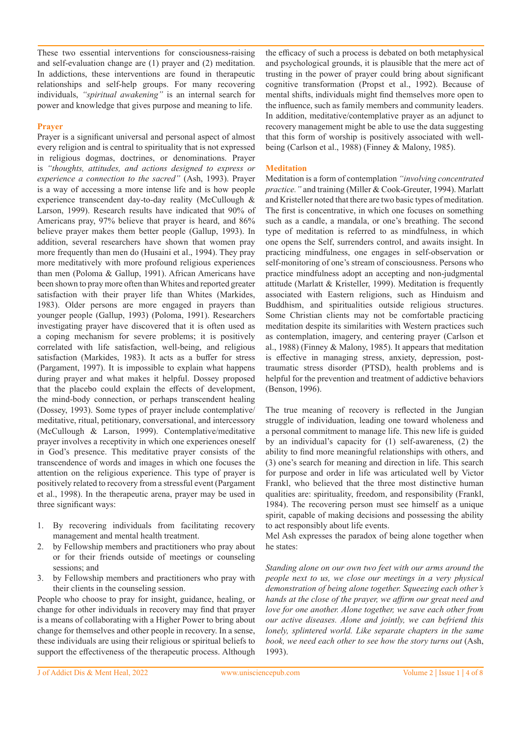These two essential interventions for consciousness-raising and self-evaluation change are (1) prayer and (2) meditation. In addictions, these interventions are found in therapeutic relationships and self-help groups. For many recovering individuals, *"spiritual awakening"* is an internal search for power and knowledge that gives purpose and meaning to life.

## Prayer

Prayer is a significant universal and personal aspect of almost every religion and is central to spirituality that is not expressed in religious dogmas, doctrines, or denominations. Prayer is *"thoughts, attitudes, and actions designed to express or experience a connection to the sacred"* (Ash, 1993). Prayer is a way of accessing a more intense life and is how people experience transcendent day-to-day reality (McCullough & Larson, 1999). Research results have indicated that 90% of Americans pray, 97% believe that prayer is heard, and 86% believe prayer makes them better people (Gallup, 1993). In addition, several researchers have shown that women pray more frequently than men do (Husaini et al., 1994). They pray more meditatively with more profound religious experiences than men (Poloma & Gallup, 1991). African Americans have been shown to pray more often than Whites and reported greater satisfaction with their prayer life than Whites (Markides, 1983). Older persons are more engaged in prayers than younger people (Gallup, 1993) (Poloma, 1991). Researchers investigating prayer have discovered that it is often used as a coping mechanism for severe problems; it is positively correlated with life satisfaction, well-being, and religious satisfaction (Markides, 1983). It acts as a buffer for stress (Pargament, 1997). It is impossible to explain what happens during prayer and what makes it helpful. Dossey proposed that the placebo could explain the effects of development, the mind-body connection, or perhaps transcendent healing (Dossey, 1993). Some types of prayer include contemplative/meditative, ritual, petitionary, conversational, and intercessory (McCullough & Larson, 1999). Contemplative/meditative prayer involves a receptivity in which one experiences oneself in God's presence. This meditative prayer consists of the transcendence of words and images in which one focuses the attention on the religious experience. This type of prayer is positively related to recovery from a stressful event (Pargament et al., 1998). In the therapeutic arena, prayer may be used in three significant ways:

1. By recovering individuals from facilitating recovery management and mental health treatment.
2. by Fellowship members and practitioners who pray about or for their friends outside of meetings or counseling sessions; and
3. by Fellowship members and practitioners who pray with their clients in the counseling session.

People who choose to pray for insight, guidance, healing, or change for other individuals in recovery may find that prayer is a means of collaborating with a Higher Power to bring about change for themselves and other people in recovery. In a sense, these individuals are using their religious or spiritual beliefs to support the effectiveness of the therapeutic process. Although the efficacy of such a process is debated on both metaphysical and psychological grounds, it is plausible that the mere act of trusting in the power of prayer could bring about significant cognitive transformation (Propst et al., 1992). Because of mental shifts, individuals might find themselves more open to the influence, such as family members and community leaders. In addition, meditative/contemplative prayer as an adjunct to recovery management might be able to use the data suggesting that this form of worship is positively associated with well-being (Carlson et al., 1988) (Finney & Malony, 1985).

## Meditation

Meditation is a form of contemplation *"involving concentrated practice."* and training (Miller & Cook-Greuter, 1994). Marlatt and Kristeller noted that there are two basic types of meditation. The first is concentrative, in which one focuses on something such as a candle, a mandala, or one's breathing. The second type of meditation is referred to as mindfulness, in which one opens the Self, surrenders control, and awaits insight. In practicing mindfulness, one engages in self-observation or self-monitoring of one's stream of consciousness. Persons who practice mindfulness adopt an accepting and non-judgmental attitude (Marlatt & Kristeller, 1999). Meditation is frequently associated with Eastern religions, such as Hinduism and Buddhism, and spiritualities outside religious structures. Some Christian clients may not be comfortable practicing meditation despite its similarities with Western practices such as contemplation, imagery, and centering prayer (Carlson et al., 1988) (Finney & Malony, 1985). It appears that meditation is effective in managing stress, anxiety, depression, post-traumatic stress disorder (PTSD), health problems and is helpful for the prevention and treatment of addictive behaviors (Benson, 1996).

The true meaning of recovery is reflected in the Jungian struggle of individuation, leading one toward wholeness and a personal commitment to manage life. This new life is guided by an individual's capacity for (1) self-awareness, (2) the ability to find more meaningful relationships with others, and (3) one's search for meaning and direction in life. This search for purpose and order in life was articulated well by Victor Frankl, who believed that the three most distinctive human qualities are: spirituality, freedom, and responsibility (Frankl, 1984). The recovering person must see himself as a unique spirit, capable of making decisions and possessing the ability to act responsibly about life events.

Mel Ash expresses the paradox of being alone together when he states:

*Standing alone on our own two feet with our arms around the people next to us, we close our meetings in a very physical demonstration of being alone together. Squeezing each other's hands at the close of the prayer, we affirm our great need and love for one another. Alone together, we save each other from our active diseases. Alone and jointly, we can befriend this lonely, splintered world. Like separate chapters in the same book, we need each other to see how the story turns out* (Ash, 1993).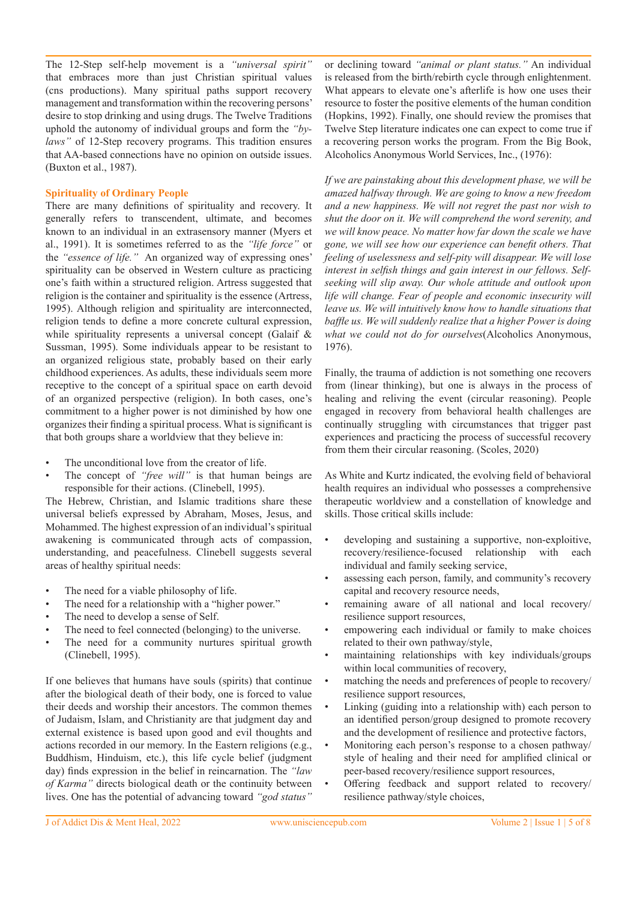The 12-Step self-help movement is a *"universal spirit"* that embraces more than just Christian spiritual values (cns productions). Many spiritual paths support recovery management and transformation within the recovering persons' desire to stop drinking and using drugs. The Twelve Traditions uphold the autonomy of individual groups and form the *"by-laws"* of 12-Step recovery programs. This tradition ensures that AA-based connections have no opinion on outside issues. (Buxton et al., 1987).

## Spirituality of Ordinary People

There are many definitions of spirituality and recovery. It generally refers to transcendent, ultimate, and becomes known to an individual in an extrasensory manner (Myers et al., 1991). It is sometimes referred to as the *"life force"* or the *"essence of life."* An organized way of expressing ones' spirituality can be observed in Western culture as practicing one's faith within a structured religion. Artress suggested that religion is the container and spirituality is the essence (Artress, 1995). Although religion and spirituality are interconnected, religion tends to define a more concrete cultural expression, while spirituality represents a universal concept (Galaif & Sussman, 1995). Some individuals appear to be resistant to an organized religious state, probably based on their early childhood experiences. As adults, these individuals seem more receptive to the concept of a spiritual space on earth devoid of an organized perspective (religion). In both cases, one's commitment to a higher power is not diminished by how one organizes their finding a spiritual process. What is significant is that both groups share a worldview that they believe in:

- The unconditional love from the creator of life.
- The concept of *"free will"* is that human beings are responsible for their actions. (Clinebell, 1995).

The Hebrew, Christian, and Islamic traditions share these universal beliefs expressed by Abraham, Moses, Jesus, and Mohammed. The highest expression of an individual's spiritual awakening is communicated through acts of compassion, understanding, and peacefulness. Clinebell suggests several areas of healthy spiritual needs:

- The need for a viable philosophy of life.
- The need for a relationship with a "higher power."
- The need to develop a sense of Self.
- The need to feel connected (belonging) to the universe.
- The need for a community nurtures spiritual growth (Clinebell, 1995).

If one believes that humans have souls (spirits) that continue after the biological death of their body, one is forced to value their deeds and worship their ancestors. The common themes of Judaism, Islam, and Christianity are that judgment day and external existence is based upon good and evil thoughts and actions recorded in our memory. In the Eastern religions (e.g., Buddhism, Hinduism, etc.), this life cycle belief (judgment day) finds expression in the belief in reincarnation. The *"law of Karma"* directs biological death or the continuity between lives. One has the potential of advancing toward *"god status"* or declining toward *"animal or plant status."* An individual is released from the birth/rebirth cycle through enlightenment. What appears to elevate one's afterlife is how one uses their resource to foster the positive elements of the human condition (Hopkins, 1992). Finally, one should review the promises that Twelve Step literature indicates one can expect to come true if a recovering person works the program. From the Big Book, Alcoholics Anonymous World Services, Inc., (1976):

*If we are painstaking about this development phase, we will be amazed halfway through. We are going to know a new freedom and a new happiness. We will not regret the past nor wish to shut the door on it. We will comprehend the word serenity, and we will know peace. No matter how far down the scale we have gone, we will see how our experience can benefit others. That feeling of uselessness and self-pity will disappear. We will lose interest in selfish things and gain interest in our fellows. Self-seeking will slip away. Our whole attitude and outlook upon life will change. Fear of people and economic insecurity will leave us. We will intuitively know how to handle situations that baffle us. We will suddenly realize that a higher Power is doing what we could not do for ourselves*(Alcoholics Anonymous, 1976).

Finally, the trauma of addiction is not something one recovers from (linear thinking), but one is always in the process of healing and reliving the event (circular reasoning). People engaged in recovery from behavioral health challenges are continually struggling with circumstances that trigger past experiences and practicing the process of successful recovery from them their circular reasoning. (Scoles, 2020)

As White and Kurtz indicated, the evolving field of behavioral health requires an individual who possesses a comprehensive therapeutic worldview and a constellation of knowledge and skills. Those critical skills include:

- developing and sustaining a supportive, non-exploitive, recovery/resilience-focused relationship with each individual and family seeking service,
- assessing each person, family, and community's recovery capital and recovery resource needs,
- remaining aware of all national and local recovery/resilience support resources,
- empowering each individual or family to make choices related to their own pathway/style,
- maintaining relationships with key individuals/groups within local communities of recovery,
- matching the needs and preferences of people to recovery/resilience support resources,
- Linking (guiding into a relationship with) each person to an identified person/group designed to promote recovery and the development of resilience and protective factors,
- Monitoring each person's response to a chosen pathway/style of healing and their need for amplified clinical or peer-based recovery/resilience support resources,
- Offering feedback and support related to recovery/resilience pathway/style choices,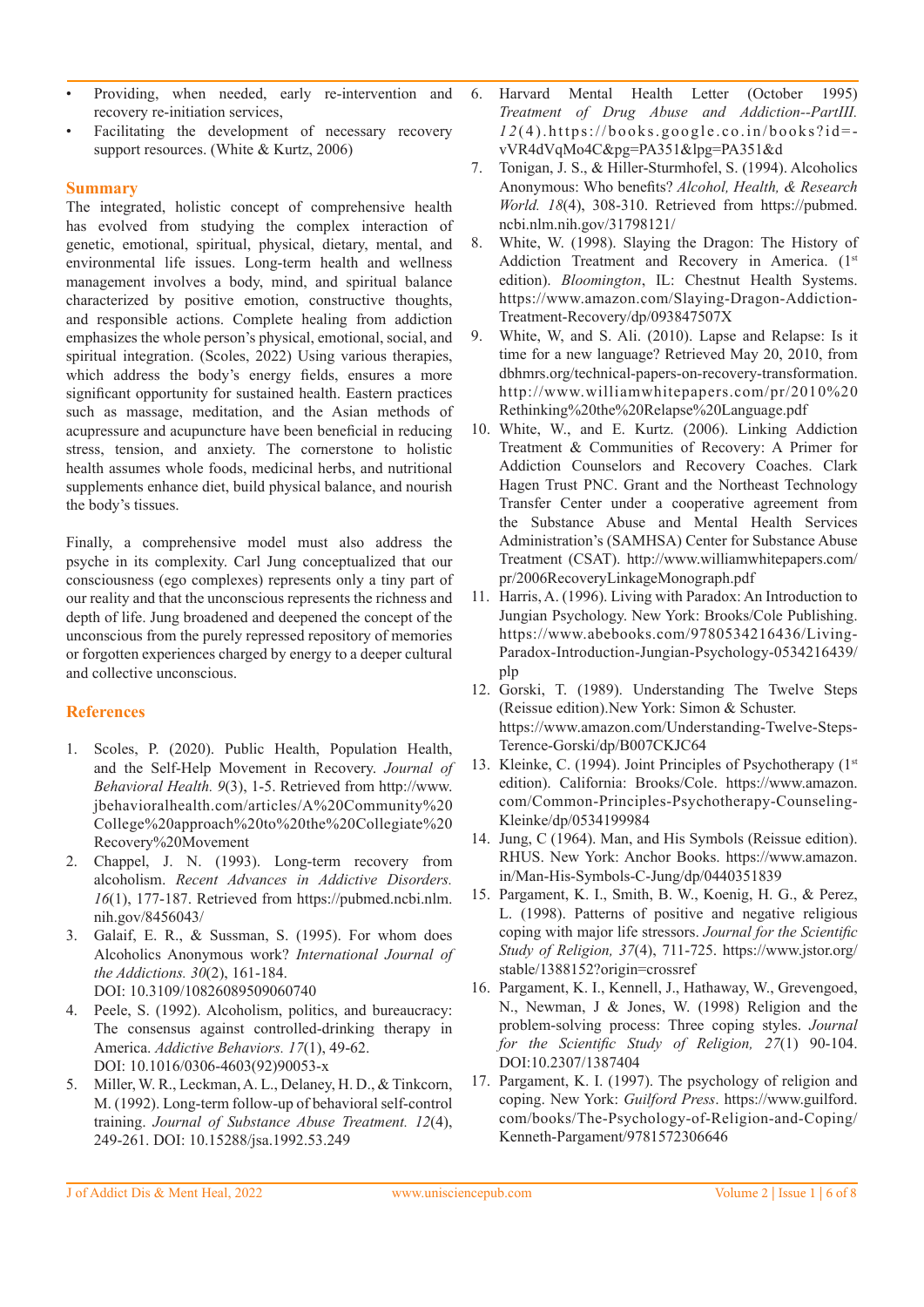- Providing, when needed, early re-intervention and recovery re-initiation services,
- Facilitating the development of necessary recovery support resources. (White & Kurtz, 2006)

## Summary

The integrated, holistic concept of comprehensive health has evolved from studying the complex interaction of genetic, emotional, spiritual, physical, dietary, mental, and environmental life issues. Long-term health and wellness management involves a body, mind, and spiritual balance characterized by positive emotion, constructive thoughts, and responsible actions. Complete healing from addiction emphasizes the whole person's physical, emotional, social, and spiritual integration. (Scoles, 2022) Using various therapies, which address the body's energy fields, ensures a more significant opportunity for sustained health. Eastern practices such as massage, meditation, and the Asian methods of acupressure and acupuncture have been beneficial in reducing stress, tension, and anxiety. The cornerstone to holistic health assumes whole foods, medicinal herbs, and nutritional supplements enhance diet, build physical balance, and nourish the body's tissues.

Finally, a comprehensive model must also address the psyche in its complexity. Carl Jung conceptualized that our consciousness (ego complexes) represents only a tiny part of our reality and that the unconscious represents the richness and depth of life. Jung broadened and deepened the concept of the unconscious from the purely repressed repository of memories or forgotten experiences charged by energy to a deeper cultural and collective unconscious.

## References

1. Scoles, P. (2020). Public Health, Population Health, and the Self-Help Movement in Recovery. *Journal of Behavioral Health. 9*(3), 1-5. Retrieved from http://www.jbehavioralhealth.com/articles/A%20Community%20College%20approach%20to%20the%20Collegiate%20Recovery%20Movement
2. Chappel, J. N. (1993). Long-term recovery from alcoholism. *Recent Advances in Addictive Disorders. 16*(1), 177-187. Retrieved from https://pubmed.ncbi.nlm.nih.gov/8456043/
3. Galaif, E. R., & Sussman, S. (1995). For whom does Alcoholics Anonymous work? *International Journal of the Addictions. 30*(2), 161-184. DOI: 10.3109/10826089509060740
4. Peele, S. (1992). Alcoholism, politics, and bureaucracy: The consensus against controlled-drinking therapy in America. *Addictive Behaviors. 17*(1), 49-62. DOI: 10.1016/0306-4603(92)90053-x
5. Miller, W. R., Leckman, A. L., Delaney, H. D., & Tinkcorn, M. (1992). Long-term follow-up of behavioral self-control training. *Journal of Substance Abuse Treatment. 12*(4), 249-261. DOI: 10.15288/jsa.1992.53.249
6. Harvard Mental Health Letter (October 1995) *Treatment of Drug Abuse and Addiction--PartIII. 12*(4).https://books.google.co.in/books?id=-vVR4dVqMo4C&pg=PA351&lpg=PA351&d
7. Tonigan, J. S., & Hiller-Sturmhofel, S. (1994). Alcoholics Anonymous: Who benefits? *Alcohol, Health, & Research World. 18*(4), 308-310. Retrieved from https://pubmed.ncbi.nlm.nih.gov/31798121/
8. White, W. (1998). Slaying the Dragon: The History of Addiction Treatment and Recovery in America. (1st edition). *Bloomington*, IL: Chestnut Health Systems. https://www.amazon.com/Slaying-Dragon-Addiction-Treatment-Recovery/dp/093847507X
9. White, W, and S. Ali. (2010). Lapse and Relapse: Is it time for a new language? Retrieved May 20, 2010, from dbhmrs.org/technical-papers-on-recovery-transformation. http://www.williamwhitepapers.com/pr/2010%20Rethinking%20the%20Relapse%20Language.pdf
10. White, W., and E. Kurtz. (2006). Linking Addiction Treatment & Communities of Recovery: A Primer for Addiction Counselors and Recovery Coaches. Clark Hagen Trust PNC. Grant and the Northeast Technology Transfer Center under a cooperative agreement from the Substance Abuse and Mental Health Services Administration's (SAMHSA) Center for Substance Abuse Treatment (CSAT). http://www.williamwhitepapers.com/pr/2006RecoveryLinkageMonograph.pdf
11. Harris, A. (1996). Living with Paradox: An Introduction to Jungian Psychology. New York: Brooks/Cole Publishing. https://www.abebooks.com/9780534216436/Living-Paradox-Introduction-Jungian-Psychology-0534216439/plp
12. Gorski, T. (1989). Understanding The Twelve Steps (Reissue edition).New York: Simon & Schuster. https://www.amazon.com/Understanding-Twelve-Steps-Terence-Gorski/dp/B007CKJC64
13. Kleinke, C. (1994). Joint Principles of Psychotherapy (1st edition). California: Brooks/Cole. https://www.amazon.com/Common-Principles-Psychotherapy-Counseling-Kleinke/dp/0534199984
14. Jung, C (1964). Man, and His Symbols (Reissue edition). RHUS. New York: Anchor Books. https://www.amazon.in/Man-His-Symbols-C-Jung/dp/0440351839
15. Pargament, K. I., Smith, B. W., Koenig, H. G., & Perez, L. (1998). Patterns of positive and negative religious coping with major life stressors. *Journal for the Scientific Study of Religion, 37*(4), 711-725. https://www.jstor.org/stable/1388152?origin=crossref
16. Pargament, K. I., Kennell, J., Hathaway, W., Grevengoed, N., Newman, J & Jones, W. (1998) Religion and the problem-solving process: Three coping styles. *Journal for the Scientific Study of Religion, 27*(1) 90-104. DOI:10.2307/1387404
17. Pargament, K. I. (1997). The psychology of religion and coping. New York: *Guilford Press*. https://www.guilford.com/books/The-Psychology-of-Religion-and-Coping/Kenneth-Pargament/9781572306646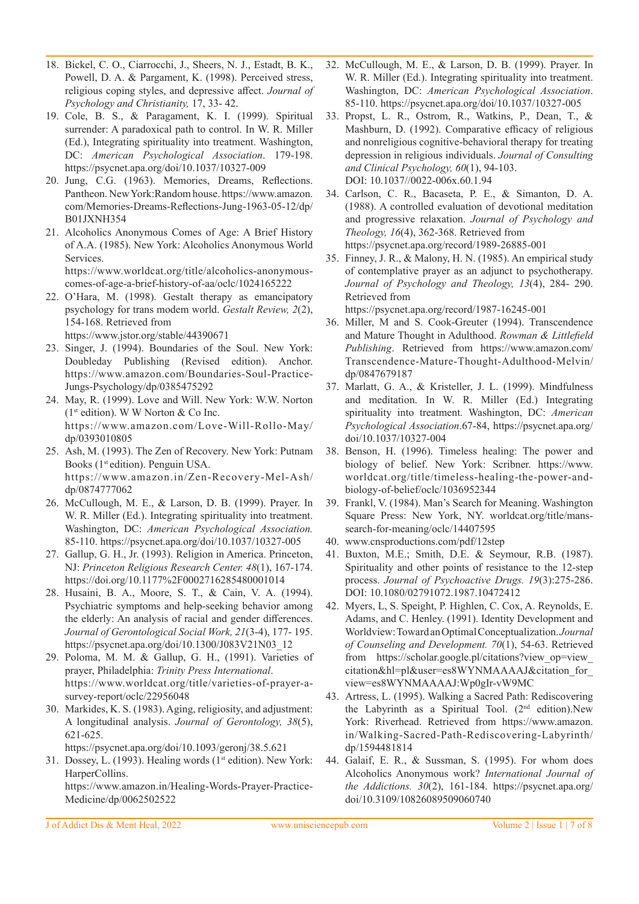18. Bickel, C. O., Ciarrocchi, J., Sheers, N. J., Estadt, B. K., Powell, D. A. & Pargament, K. (1998). Perceived stress, religious coping styles, and depressive affect. *Journal of Psychology and Christianity,* 17, 33- 42.
19. Cole, B. S., & Paragament, K. I. (1999). Spiritual surrender: A paradoxical path to control. In W. R. Miller (Ed.), Integrating spirituality into treatment. Washington, DC: *American Psychological Association*. 179-198. https://psycnet.apa.org/doi/10.1037/10327-009
20. Jung, C.G. (1963). Memories, Dreams, Reflections. Pantheon. New York:Random house. https://www.amazon.com/Memories-Dreams-Reflections-Jung-1963-05-12/dp/B01JXNH354
21. Alcoholics Anonymous Comes of Age: A Brief History of A.A. (1985). New York: Alcoholics Anonymous World Services. https://www.worldcat.org/title/alcoholics-anonymous-comes-of-age-a-brief-history-of-aa/oclc/1024165222
22. O'Hara, M. (1998). Gestalt therapy as emancipatory psychology for trans modem world. *Gestalt Review, 2*(2), 154-168. Retrieved from https://www.jstor.org/stable/44390671
23. Singer, J. (1994). Boundaries of the Soul. New York: Doubleday Publishing (Revised edition). Anchor. https://www.amazon.com/Boundaries-Soul-Practice-Jungs-Psychology/dp/0385475292
24. May, R. (1999). Love and Will. New York: W.W. Norton (1st edition). W W Norton & Co Inc. https://www.amazon.com/Love-Will-Rollo-May/dp/0393010805
25. Ash, M. (1993). The Zen of Recovery. New York: Putnam Books (1st edition). Penguin USA. https://www.amazon.in/Zen-Recovery-Mel-Ash/dp/0874777062
26. McCullough, M. E., & Larson, D. B. (1999). Prayer. In W. R. Miller (Ed.). Integrating spirituality into treatment. Washington, DC: *American Psychological Association.* 85-110. https://psycnet.apa.org/doi/10.1037/10327-005
27. Gallup, G. H., Jr. (1993). Religion in America. Princeton, NJ: *Princeton Religious Research Center. 48*(1), 167-174. https://doi.org/10.1177%2F0002716285480001014
28. Husaini, B. A., Moore, S. T., & Cain, V. A. (1994). Psychiatric symptoms and help-seeking behavior among the elderly: An analysis of racial and gender differences. *Journal of Gerontological Social Work, 21*(3-4), 177- 195. https://psycnet.apa.org/doi/10.1300/J083V21N03_12
29. Poloma, M. M. & Gallup, G. H., (1991). Varieties of prayer, Philadelphia: *Trinity Press International*. https://www.worldcat.org/title/varieties-of-prayer-a-survey-report/oclc/22956048
30. Markides, K. S. (1983). Aging, religiosity, and adjustment: A longitudinal analysis. *Journal of Gerontology, 38*(5), 621-625. https://psycnet.apa.org/doi/10.1093/geronj/38.5.621
31. Dossey, L. (1993). Healing words (1st edition). New York: HarperCollins. https://www.amazon.in/Healing-Words-Prayer-Practice-Medicine/dp/0062502522
32. McCullough, M. E., & Larson, D. B. (1999). Prayer. In W. R. Miller (Ed.). Integrating spirituality into treatment. Washington, DC: *American Psychological Association*. 85-110. https://psycnet.apa.org/doi/10.1037/10327-005
33. Propst, L. R., Ostrom, R., Watkins, P., Dean, T., & Mashburn, D. (1992). Comparative efficacy of religious and nonreligious cognitive-behavioral therapy for treating depression in religious individuals. *Journal of Consulting and Clinical Psychology, 60*(1), 94-103. DOI: 10.1037//0022-006x.60.1.94
34. Carlson, C. R., Bacaseta, P. E., & Simanton, D. A. (1988). A controlled evaluation of devotional meditation and progressive relaxation. *Journal of Psychology and Theology, 16*(4), 362-368. Retrieved from https://psycnet.apa.org/record/1989-26885-001
35. Finney, J. R., & Malony, H. N. (1985). An empirical study of contemplative prayer as an adjunct to psychotherapy. *Journal of Psychology and Theology, 13*(4), 284- 290. Retrieved from https://psycnet.apa.org/record/1987-16245-001
36. Miller, M and S. Cook-Greuter (1994). Transcendence and Mature Thought in Adulthood. *Rowman & Littlefield Publishing*. Retrieved from https://www.amazon.com/Transcendence-Mature-Thought-Adulthood-Melvin/dp/0847679187
37. Marlatt, G. A., & Kristeller, J. L. (1999). Mindfulness and meditation. In W. R. Miller (Ed.) Integrating spirituality into treatment. Washington, DC: *American Psychological Association*.67-84, https://psycnet.apa.org/doi/10.1037/10327-004
38. Benson, H. (1996). Timeless healing: The power and biology of belief. New York: Scribner. https://www.worldcat.org/title/timeless-healing-the-power-and-biology-of-belief/oclc/1036952344
39. Frankl, V. (1984). Man's Search for Meaning. Washington Square Press: New York, NY. worldcat.org/title/mans-search-for-meaning/oclc/14407595
40. www.cnsproductions.com/pdf/12step
41. Buxton, M.E.; Smith, D.E. & Seymour, R.B. (1987). Spirituality and other points of resistance to the 12-step process. *Journal of Psychoactive Drugs. 19*(3):275-286. DOI: 10.1080/02791072.1987.10472412
42. Myers, L, S. Speight, P. Highlen, C. Cox, A. Reynolds, E. Adams, and C. Henley. (1991). Identity Development and Worldview: Toward an Optimal Conceptualization. *Journal of Counseling and Development. 70*(1), 54-63. Retrieved from https://scholar.google.pl/citations?view_op=view_citation&hl=pl&user=es8WYNMAAAAJ&citation_for_view=es8WYNMAAAAJ:Wp0gIr-vW9MC
43. Artress, L. (1995). Walking a Sacred Path: Rediscovering the Labyrinth as a Spiritual Tool. (2nd edition).New York: Riverhead. Retrieved from https://www.amazon.in/Walking-Sacred-Path-Rediscovering-Labyrinth/dp/1594481814
44. Galaif, E. R., & Sussman, S. (1995). For whom does Alcoholics Anonymous work? *International Journal of the Addictions. 30*(2), 161-184. https://psycnet.apa.org/doi/10.3109/10826089509060740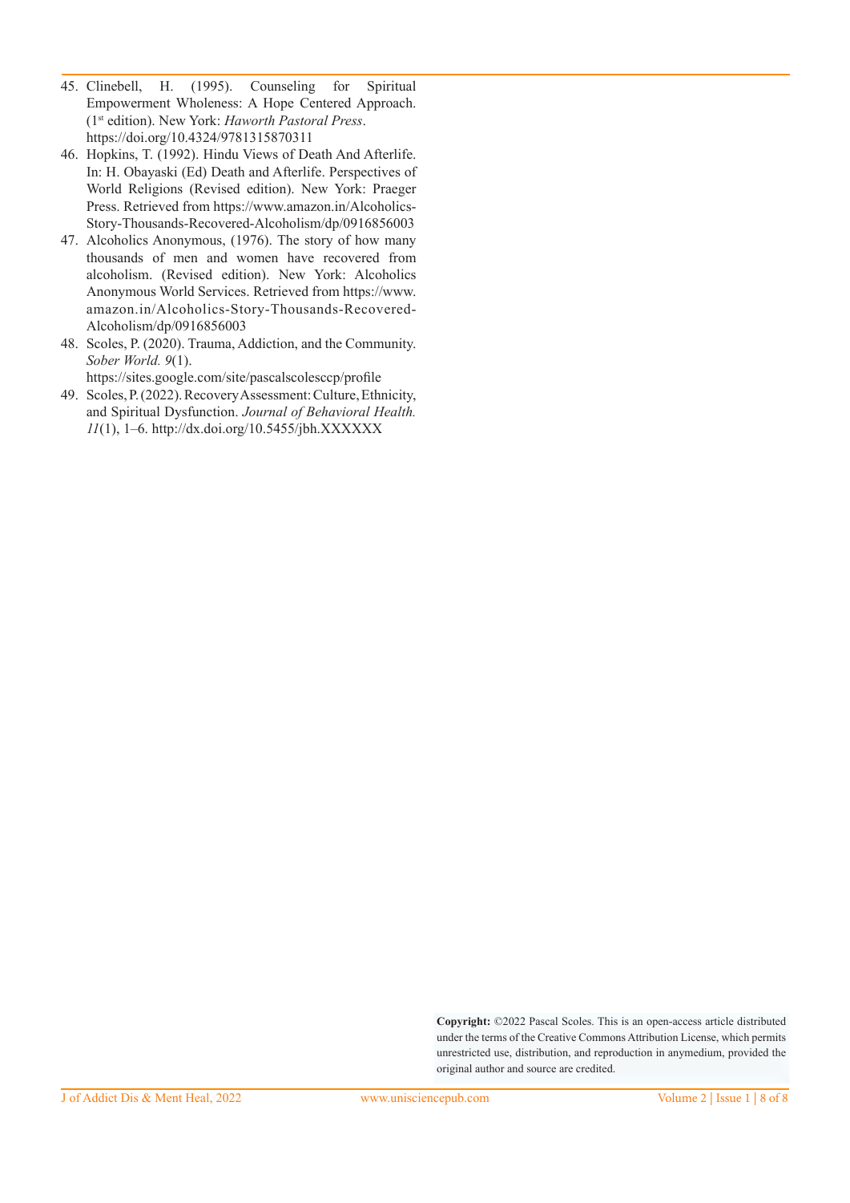45. Clinebell, H. (1995). Counseling for Spiritual Empowerment Wholeness: A Hope Centered Approach. (1st edition). New York: *Haworth Pastoral Press*. https://doi.org/10.4324/9781315870311
46. Hopkins, T. (1992). Hindu Views of Death And Afterlife. In: H. Obayaski (Ed) Death and Afterlife. Perspectives of World Religions (Revised edition). New York: Praeger Press. Retrieved from https://www.amazon.in/Alcoholics-Story-Thousands-Recovered-Alcoholism/dp/0916856003
47. Alcoholics Anonymous, (1976). The story of how many thousands of men and women have recovered from alcoholism. (Revised edition). New York: Alcoholics Anonymous World Services. Retrieved from https://www.amazon.in/Alcoholics-Story-Thousands-Recovered-Alcoholism/dp/0916856003
48. Scoles, P. (2020). Trauma, Addiction, and the Community. *Sober World. 9*(1). https://sites.google.com/site/pascalscolesccp/profile
49. Scoles, P. (2022). Recovery Assessment: Culture, Ethnicity, and Spiritual Dysfunction. *Journal of Behavioral Health. 11*(1), 1–6. http://dx.doi.org/10.5455/jbh.XXXXXX

**Copyright:** ©2022 Pascal Scoles. This is an open-access article distributed under the terms of the Creative Commons Attribution License, which permits unrestricted use, distribution, and reproduction in anymedium, provided the original author and source are credited.